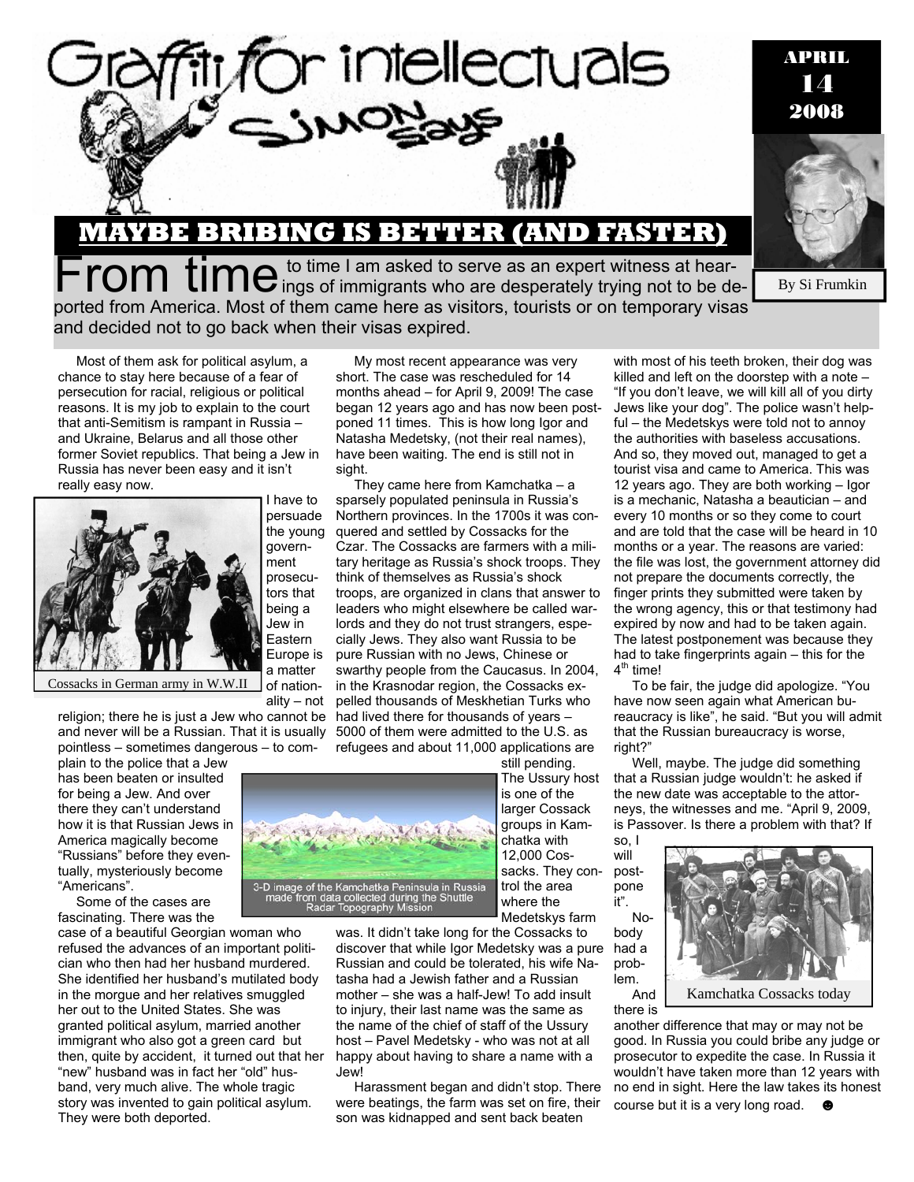# Graffiti for intellectuals

## SIMON says

APRIL 14 2008

By Si Frumkin

## MAYBE BRIBING IS BETTER (AND FASTER)

From time to time I am asked to serve as an expert witness at hearings of immigrants who are desperately trying not to be deported from America. Most of them came here as visitors, tourists or on temporary visas and decided not to go back when their visas expired.

Most of them ask for political asylum, a chance to stay here because of a fear of persecution for racial, religious or political reasons. It is my job to explain to the court that anti-Semitism is rampant in Russia – and Ukraine, Belarus and all those other former Soviet republics. That being a Jew in Russia has never been easy and it isn't really easy now.

Cossacks in German army in W.W.II

I have to persuade the young government prosecutors that being a Jew in Eastern Europe is a matter of nationality – not religion; there he is just a Jew who cannot be and never will be a Russian. That it is usually pointless – sometimes dangerous – to complain to the police that a Jew has been beaten or insulted for being a Jew. And over there they can't understand how it is that Russian Jews in America magically become "Russians" before they eventually, mysteriously become "Americans".

Some of the cases are fascinating. There was the case of a beautiful Georgian woman who refused the advances of an important politician who then had her husband murdered. She identified her husband's mutilated body in the morgue and her relatives smuggled her out to the United States. She was granted political asylum, married another immigrant who also got a green card but then, quite by accident, it turned out that her "new" husband was in fact her "old" husband, very much alive. The whole tragic story was invented to gain political asylum. They were both deported.

My most recent appearance was very short. The case was rescheduled for 14 months ahead – for April 9, 2009! The case began 12 years ago and has now been postponed 11 times. This is how long Igor and Natasha Medetsky, (not their real names), have been waiting. The end is still not in sight.

They came here from Kamchatka – a sparsely populated peninsula in Russia's Northern provinces. In the 1700s it was conquered and settled by Cossacks for the Czar. The Cossacks are farmers with a military heritage as Russia's shock troops. They think of themselves as Russia's shock troops, are organized in clans that answer to leaders who might elsewhere be called warlords and they do not trust strangers, especially Jews. They also want Russia to be pure Russian with no Jews, Chinese or swarthy people from the Caucasus. In 2004, in the Krasnodar region, the Cossacks expelled thousands of Meskhetian Turks who had lived there for thousands of years – 5000 of them were admitted to the U.S. as refugees and about 11,000 applications are still pending.

3-D image of the Kamchatka Peninsula in Russia made from data collected during the Shuttle Radar Topography Mission

The Ussury host is one of the larger Cossack groups in Kamchatka with 12,000 Cossacks. They control the area where the Medetskys farm was. It didn't take long for the Cossacks to discover that while Igor Medetsky was a pure Russian and could be tolerated, his wife Natasha had a Jewish father and a Russian mother – she was a half-Jew! To add insult to injury, their last name was the same as the name of the chief of staff of the Ussury host – Pavel Medetsky - who was not at all happy about having to share a name with a Jew!

Harassment began and didn't stop. There were beatings, the farm was set on fire, their son was kidnapped and sent back beaten with most of his teeth broken, their dog was killed and left on the doorstep with a note – "If you don't leave, we will kill all of you dirty Jews like your dog". The police wasn't helpful – the Medetskys were told not to annoy the authorities with baseless accusations. And so, they moved out, managed to get a tourist visa and came to America. This was 12 years ago. They are both working – Igor is a mechanic, Natasha a beautician – and every 10 months or so they come to court and are told that the case will be heard in 10 months or a year. The reasons are varied: the file was lost, the government attorney did not prepare the documents correctly, the finger prints they submitted were taken by the wrong agency, this or that testimony had expired by now and had to be taken again. The latest postponement was because they had to take fingerprints again – this for the 4th time!

To be fair, the judge did apologize. "You have now seen again what American bureaucracy is like", he said. "But you will admit that the Russian bureaucracy is worse, right?"

Well, maybe. The judge did something that a Russian judge wouldn't: he asked if the new date was acceptable to the attorneys, the witnesses and me. "April 9, 2009, is Passover. Is there a problem with that? If so, I will postpone it".

Kamchatka Cossacks today

Nobody had a problem.

And there is another difference that may or may not be good. In Russia you could bribe any judge or prosecutor to expedite the case. In Russia it wouldn't have taken more than 12 years with no end in sight. Here the law takes its honest course but it is a very long road. ☻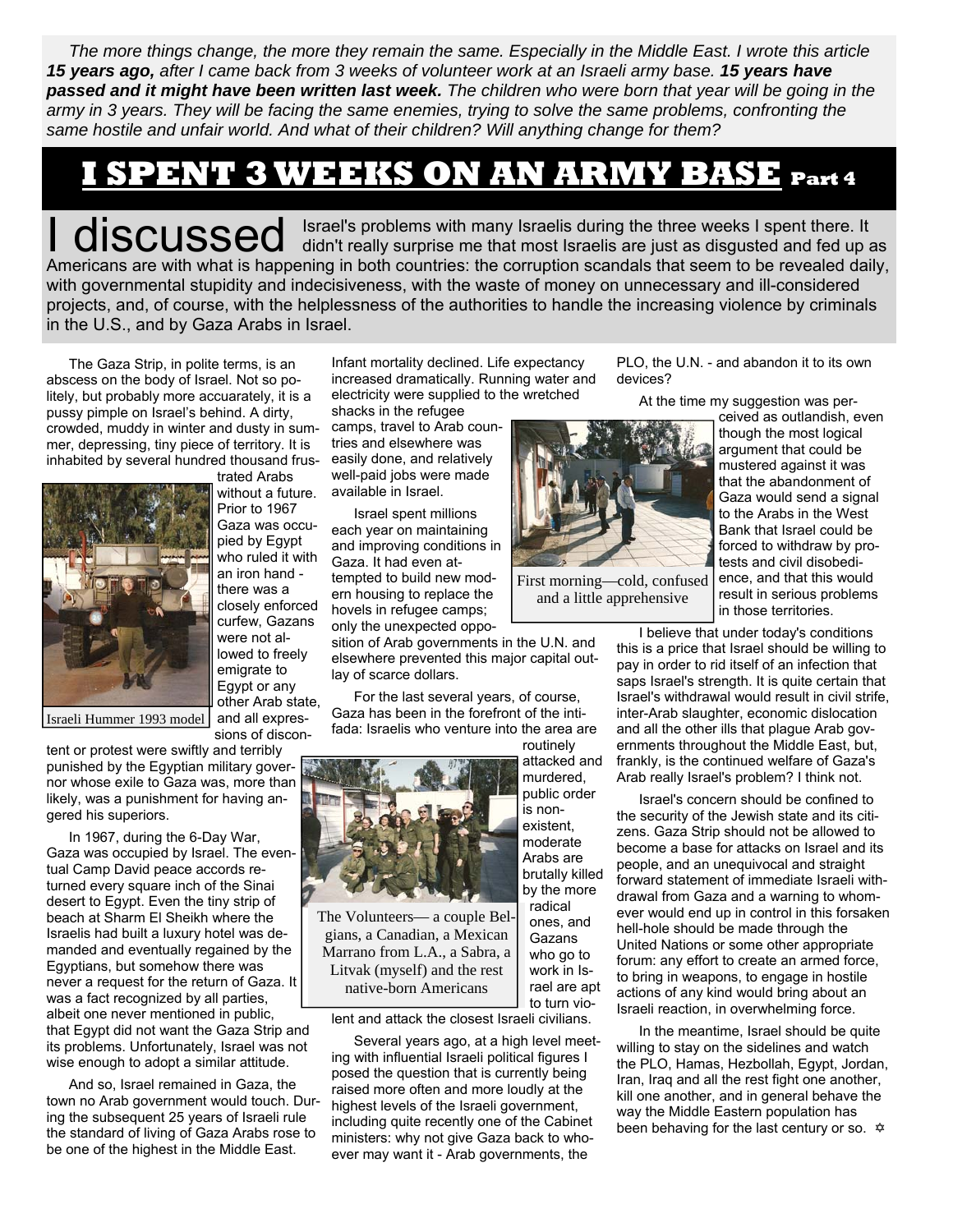*The more things change, the more they remain the same. Especially in the Middle East. I wrote this article **15 years ago,** after I came back from 3 weeks of volunteer work at an Israeli army base. **15 years have passed and it might have been written last week.** The children who were born that year will be going in the army in 3 years. They will be facing the same enemies, trying to solve the same problems, confronting the same hostile and unfair world. And what of their children? Will anything change for them?*

# I SPENT 3 WEEKS ON AN ARMY BASE Part 4

I discussed Israel's problems with many Israelis during the three weeks I spent there. It didn't really surprise me that most Israelis are just as disgusted and fed up as Americans are with what is happening in both countries: the corruption scandals that seem to be revealed daily, with governmental stupidity and indecisiveness, with the waste of money on unnecessary and ill-considered projects, and, of course, with the helplessness of the authorities to handle the increasing violence by criminals in the U.S., and by Gaza Arabs in Israel.

The Gaza Strip, in polite terms, is an abscess on the body of Israel. Not so politely, but probably more accuaretely, it is a pussy pimple on Israel's behind. A dirty, crowded, muddy in winter and dusty in summer, depressing, tiny piece of territory. It is inhabited by several hundred thousand frustrated Arabs without a future. Prior to 1967 Gaza was occupied by Egypt who ruled it with an iron hand - there was a closely enforced curfew, Gazans were not allowed to freely emigrate to Egypt or any other Arab state, and all expressions of discontent or protest were swiftly and terribly punished by the Egyptian military governor whose exile to Gaza was, more than likely, was a punishment for having angered his superiors.

Israeli Hummer 1993 model

In 1967, during the 6-Day War, Gaza was occupied by Israel. The eventual Camp David peace accords returned every square inch of the Sinai desert to Egypt. Even the tiny strip of beach at Sharm El Sheikh where the Israelis had built a luxury hotel was demanded and eventually regained by the Egyptians, but somehow there was never a request for the return of Gaza. It was a fact recognized by all parties, albeit one never mentioned in public, that Egypt did not want the Gaza Strip and its problems. Unfortunately, Israel was not wise enough to adopt a similar attitude.

And so, Israel remained in Gaza, the town no Arab government would touch. During the subsequent 25 years of Israeli rule the standard of living of Gaza Arabs rose to be one of the highest in the Middle East. Infant mortality declined. Life expectancy increased dramatically. Running water and electricity were supplied to the wretched shacks in the refugee camps, travel to Arab countries and elsewhere was easily done, and relatively well-paid jobs were made available in Israel.

Israel spent millions each year on maintaining and improving conditions in Gaza. It had even attempted to build new modern housing to replace the hovels in refugee camps; only the unexpected opposition of Arab governments in the U.N. and elsewhere prevented this major capital outlay of scarce dollars.

For the last several years, of course, Gaza has been in the forefront of the intifada: Israelis who venture into the area are routinely attacked and murdered, public order is nonexistent, moderate Arabs are brutally killed by the more radical ones, and Gazans who go to work in Israel are apt to turn violent and attack the closest Israeli civilians.

The Volunteers— a couple Belgians, a Canadian, a Mexican Marrano from L.A., a Sabra, a Litvak (myself) and the rest native-born Americans

Several years ago, at a high level meeting with influential Israeli political figures I posed the question that is currently being raised more often and more loudly at the highest levels of the Israeli government, including quite recently one of the Cabinet ministers: why not give Gaza back to whoever may want it - Arab governments, the PLO, the U.N. - and abandon it to its own devices?

First morning—cold, confused and a little apprehensive

At the time my suggestion was perceived as outlandish, even though the most logical argument that could be mustered against it was that the abandonment of Gaza would send a signal to the Arabs in the West Bank that Israel could be forced to withdraw by protests and civil disobedience, and that this would result in serious problems in those territories.

I believe that under today's conditions this is a price that Israel should be willing to pay in order to rid itself of an infection that saps Israel's strength. It is quite certain that Israel's withdrawal would result in civil strife, inter-Arab slaughter, economic dislocation and all the other ills that plague Arab governments throughout the Middle East, but, frankly, is the continued welfare of Gaza's Arab really Israel's problem? I think not.

Israel's concern should be confined to the security of the Jewish state and its citizens. Gaza Strip should not be allowed to become a base for attacks on Israel and its people, and an unequivocal and straight forward statement of immediate Israeli withdrawal from Gaza and a warning to whomever would end up in control in this forsaken hell-hole should be made through the United Nations or some other appropriate forum: any effort to create an armed force, to bring in weapons, to engage in hostile actions of any kind would bring about an Israeli reaction, in overwhelming force.

In the meantime, Israel should be quite willing to stay on the sidelines and watch the PLO, Hamas, Hezbollah, Egypt, Jordan, Iran, Iraq and all the rest fight one another, kill one another, and in general behave the way the Middle Eastern population has been behaving for the last century or so. ✡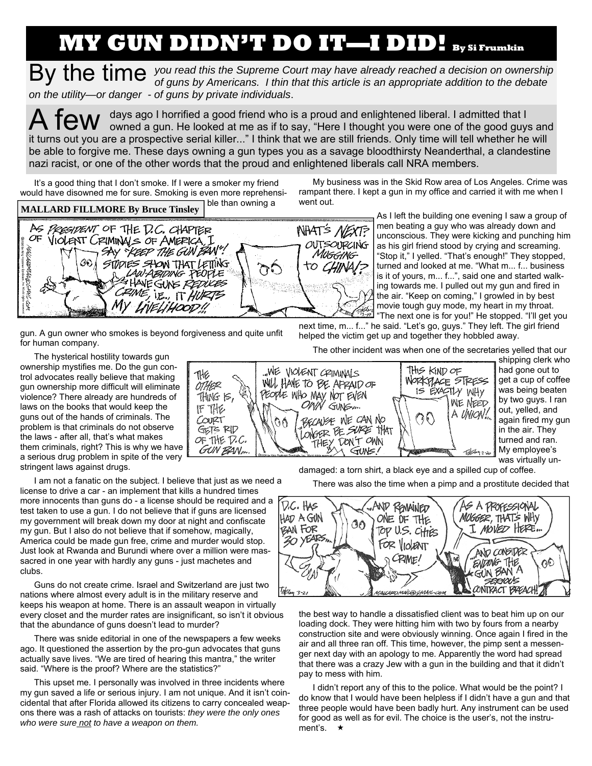# MY GUN DIDN'T DO IT—I DID! By Si Frumkin

By the time *you read this the Supreme Court may have already reached a decision on ownership of guns by Americans. I thin that this article is an appropriate addition to the debate on the utility—or danger - of guns by private individuals*.

A few days ago I horrified a good friend who is a proud and enlightened liberal. I admitted that I owned a gun. He looked at me as if to say, "Here I thought you were one of the good guys and it turns out you are a prospective serial killer..." I think that we are still friends. Only time will tell whether he will be able to forgive me. These days owning a gun types you as a savage bloodthirsty Neanderthal, a clandestine nazi racist, or one of the other words that the proud and enlightened liberals call NRA members.

It's a good thing that I don't smoke. If I were a smoker my friend would have disowned me for sure. Smoking is even more reprehensible than owning a gun. A gun owner who smokes is beyond forgiveness and quite unfit for human company.

**MALLARD FILLMORE By Bruce Tinsley**

The hysterical hostility towards gun ownership mystifies me. Do the gun control advocates really believe that making gun ownership more difficult will eliminate violence? There already are hundreds of laws on the books that would keep the guns out of the hands of criminals. The problem is that criminals do not observe the laws - after all, that's what makes them criminals, right? This is why we have a serious drug problem in spite of the very stringent laws against drugs.

I am not a fanatic on the subject. I believe that just as we need a license to drive a car - an implement that kills a hundred times more innocents than guns do - a license should be required and a test taken to use a gun. I do not believe that if guns are licensed my government will break down my door at night and confiscate my gun. But I also do not believe that if somehow, magically, America could be made gun free, crime and murder would stop. Just look at Rwanda and Burundi where over a million were massacred in one year with hardly any guns - just machetes and clubs.

Guns do not create crime. Israel and Switzerland are just two nations where almost every adult is in the military reserve and keeps his weapon at home. There is an assault weapon in virtually every closet and the murder rates are insignificant, so isn't it obvious that the abundance of guns doesn't lead to murder?

There was snide editorial in one of the newspapers a few weeks ago. It questioned the assertion by the pro-gun advocates that guns actually save lives. "We are tired of hearing this mantra," the writer said. "Where is the proof? Where are the statistics?"

This upset me. I personally was involved in three incidents where my gun saved a life or serious injury. I am not unique. And it isn't coincidental that after Florida allowed its citizens to carry concealed weapons there was a rash of attacks on tourists: *they were the only ones who were sure not to have a weapon on them.*

My business was in the Skid Row area of Los Angeles. Crime was rampant there. I kept a gun in my office and carried it with me when I went out.

As I left the building one evening I saw a group of men beating a guy who was already down and unconscious. They were kicking and punching him as his girl friend stood by crying and screaming. "Stop it," I yelled. "That's enough!" They stopped, turned and looked at me. "What m... f... business is it of yours, m... f...", said one and started walking towards me. I pulled out my gun and fired in the air. "Keep on coming," I growled in by best movie tough guy mode, my heart in my throat. "The next one is for you!" He stopped. "I'll get you next time, m... f..." he said. "Let's go, guys." They left. The girl friend helped the victim get up and together they hobbled away.

The other incident was when one of the secretaries yelled that our shipping clerk who had gone out to get a cup of coffee was being beaten by two guys. I ran out, yelled, and again fired my gun in the air. They turned and ran. My employee's was virtually undamaged: a torn shirt, a black eye and a spilled cup of coffee.

There was also the time when a pimp and a prostitute decided that the best way to handle a dissatisfied client was to beat him up on our loading dock. They were hitting him with two by fours from a nearby construction site and were obviously winning. Once again I fired in the air and all three ran off. This time, however, the pimp sent a messenger next day with an apology to me. Apparently the word had spread that there was a crazy Jew with a gun in the building and that it didn't pay to mess with him.

I didn't report any of this to the police. What would be the point? I do know that I would have been helpless if I didn't have a gun and that three people would have been badly hurt. Any instrument can be used for good as well as for evil. The choice is the user's, not the instrument's. ★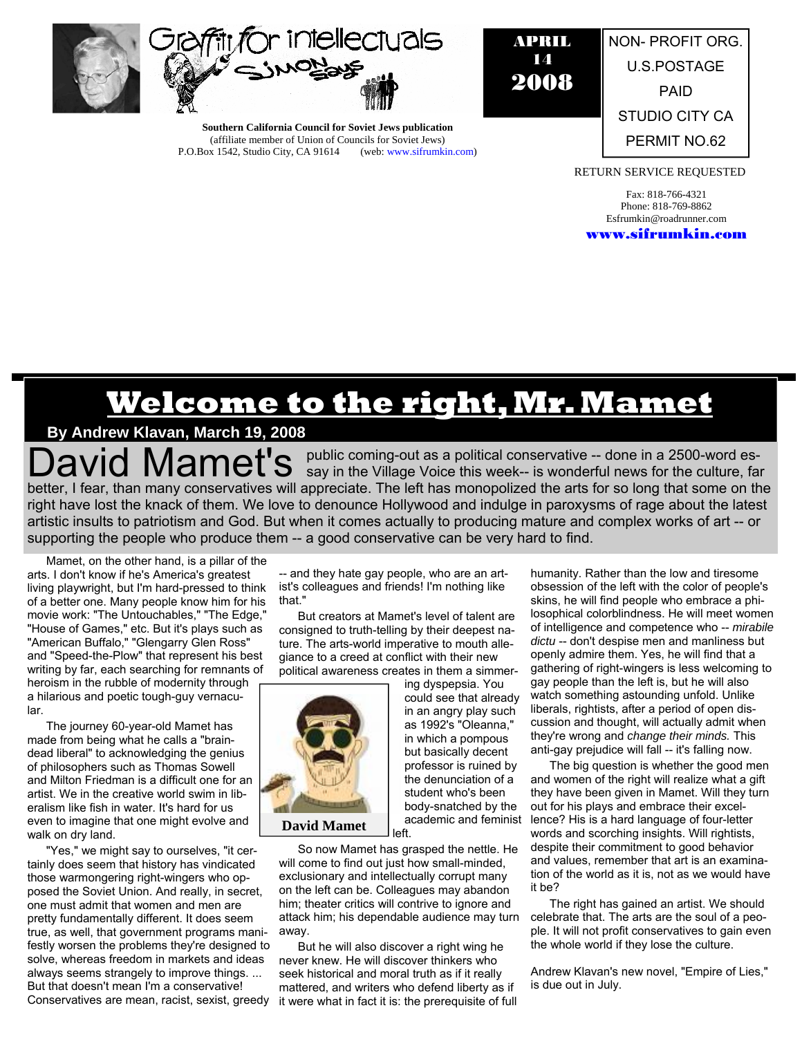Graffiti for intellectuals

SIMON says

**Southern California Council for Soviet Jews publication**
(affiliate member of Union of Councils for Soviet Jews)
P.O.Box 1542, Studio City, CA 91614 (web: www.sifrumkin.com)

**APRIL 14 2008**

NON- PROFIT ORG.
U.S.POSTAGE
PAID
STUDIO CITY CA
PERMIT NO.62

RETURN SERVICE REQUESTED

Fax: 818-766-4321
Phone: 818-769-8862
Esfrumkin@roadrunner.com
**www.sifrumkin.com**

# Welcome to the right, Mr. Mamet

**By Andrew Klavan, March 19, 2008**

David Mamet's public coming-out as a political conservative -- done in a 2500-word essay in the Village Voice this week-- is wonderful news for the culture, far better, I fear, than many conservatives will appreciate. The left has monopolized the arts for so long that some on the right have lost the knack of them. We love to denounce Hollywood and indulge in paroxysms of rage about the latest artistic insults to patriotism and God. But when it comes actually to producing mature and complex works of art -- or supporting the people who produce them -- a good conservative can be very hard to find.

Mamet, on the other hand, is a pillar of the arts. I don't know if he's America's greatest living playwright, but I'm hard-pressed to think of a better one. Many people know him for his movie work: "The Untouchables," "The Edge," "House of Games," etc. But it's plays such as "American Buffalo," "Glengarry Glen Ross" and "Speed-the-Plow" that represent his best writing by far, each searching for remnants of heroism in the rubble of modernity through a hilarious and poetic tough-guy vernacular.

The journey 60-year-old Mamet has made from being what he calls a "brain-dead liberal" to acknowledging the genius of philosophers such as Thomas Sowell and Milton Friedman is a difficult one for an artist. We in the creative world swim in liberalism like fish in water. It's hard for us even to imagine that one might evolve and walk on dry land.

"Yes," we might say to ourselves, "it certainly does seem that history has vindicated those warmongering right-wingers who opposed the Soviet Union. And really, in secret, one must admit that women and men are pretty fundamentally different. It does seem true, as well, that government programs manifestly worsen the problems they're designed to solve, whereas freedom in markets and ideas always seems strangely to improve things. ... But that doesn't mean I'm a conservative! Conservatives are mean, racist, sexist, greedy -- and they hate gay people, who are an artist's colleagues and friends! I'm nothing like that."

But creators at Mamet's level of talent are consigned to truth-telling by their deepest nature. The arts-world imperative to mouth allegiance to a creed at conflict with their new political awareness creates in them a simmering dyspepsia. You could see that already in an angry play such as 1992's "Oleanna," in which a pompous but basically decent professor is ruined by the denunciation of a student who's been body-snatched by the academic and feminist left.

**David Mamet**

So now Mamet has grasped the nettle. He will come to find out just how small-minded, exclusionary and intellectually corrupt many on the left can be. Colleagues may abandon him; theater critics will contrive to ignore and attack him; his dependable audience may turn away.

But he will also discover a right wing he never knew. He will discover thinkers who seek historical and moral truth as if it really mattered, and writers who defend liberty as if it were what in fact it is: the prerequisite of full humanity. Rather than the low and tiresome obsession of the left with the color of people's skins, he will find people who embrace a philosophical colorblindness. He will meet women of intelligence and competence who -- *mirabile dictu* -- don't despise men and manliness but openly admire them. Yes, he will find that a gathering of right-wingers is less welcoming to gay people than the left is, but he will also watch something astounding unfold. Unlike liberals, rightists, after a period of open discussion and thought, will actually admit when they're wrong and *change their minds.* This anti-gay prejudice will fall -- it's falling now.

The big question is whether the good men and women of the right will realize what a gift they have been given in Mamet. Will they turn out for his plays and embrace their excellence? His is a hard language of four-letter words and scorching insights. Will rightists, despite their commitment to good behavior and values, remember that art is an examination of the world as it is, not as we would have it be?

The right has gained an artist. We should celebrate that. The arts are the soul of a people. It will not profit conservatives to gain even the whole world if they lose the culture.

Andrew Klavan's new novel, "Empire of Lies," is due out in July.